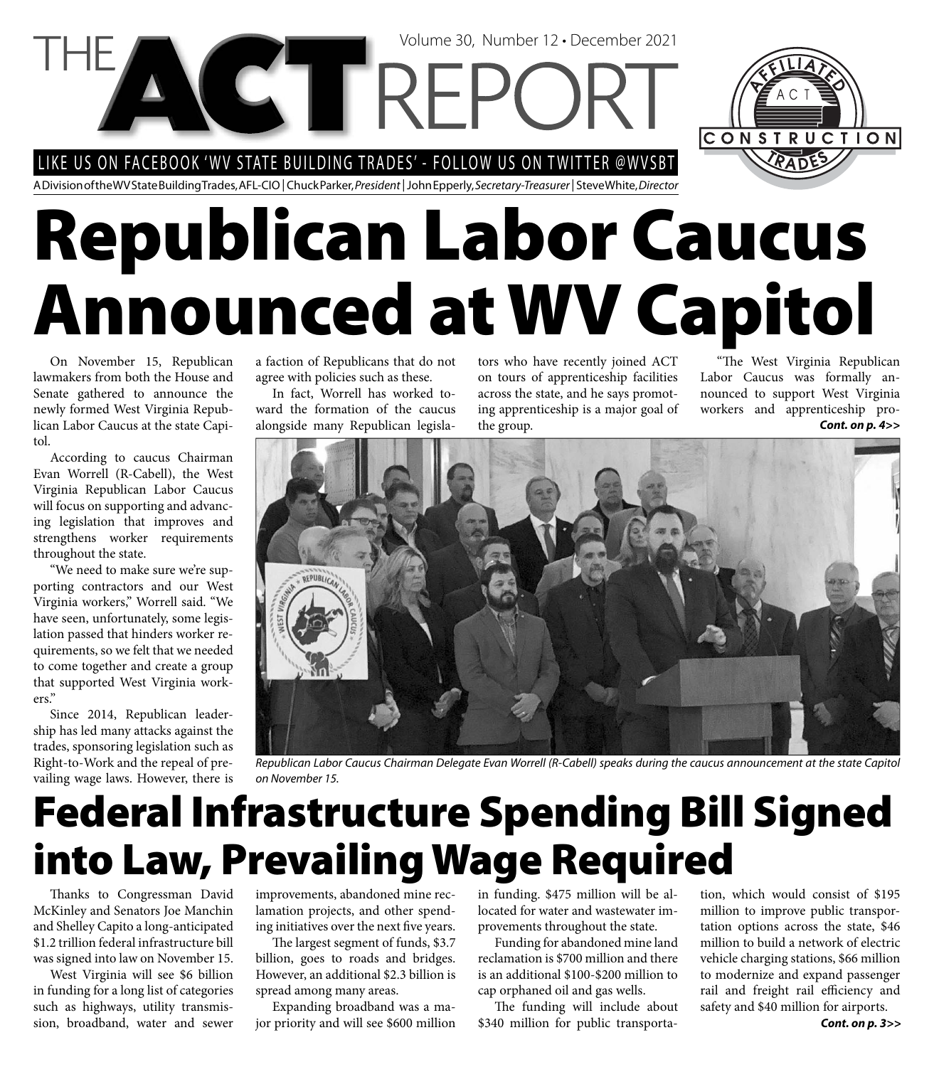# THE ACT REPORT

Volume 30, Number 12 • December 2021

LIKE US ON FACEBOOK 'WV STATE BUILDING TRADES' - FOLLOW US ON TWITTER @WVSBT

A Division of the WV State Building Trades, AFL-CIO | Chuck Parker, *President* | John Epperly, *Secretary-Treasurer* | Steve White, *Director*

# Republican Labor Caucus Announced at WV Capitol

On November 15, Republican lawmakers from both the House and Senate gathered to announce the newly formed West Virginia Republican Labor Caucus at the state Capitol.

According to caucus Chairman Evan Worrell (R-Cabell), the West Virginia Republican Labor Caucus will focus on supporting and advancing legislation that improves and strengthens worker requirements throughout the state.

"We need to make sure we're supporting contractors and our West Virginia workers," Worrell said. "We have seen, unfortunately, some legislation passed that hinders worker requirements, so we felt that we needed to come together and create a group that supported West Virginia workers."

Since 2014, Republican leadership has led many attacks against the trades, sponsoring legislation such as Right-to-Work and the repeal of prevailing wage laws. However, there is a faction of Republicans that do not agree with policies such as these.

In fact, Worrell has worked toward the formation of the caucus alongside many Republican legislators who have recently joined ACT on tours of apprenticeship facilities across the state, and he says promoting apprenticeship is a major goal of the group.

"The West Virginia Republican Labor Caucus was formally announced to support West Virginia workers and apprenticeship pro-

***Cont. on p. 4>>***

*Republican Labor Caucus Chairman Delegate Evan Worrell (R-Cabell) speaks during the caucus announcement at the state Capitol on November 15.*

# Federal Infrastructure Spending Bill Signed into Law, Prevailing Wage Required

Thanks to Congressman David McKinley and Senators Joe Manchin and Shelley Capito a long-anticipated $1.2 trillion federal infrastructure bill was signed into law on November 15.

West Virginia will see $6 billion in funding for a long list of categories such as highways, utility transmission, broadband, water and sewer improvements, abandoned mine reclamation projects, and other spending initiatives over the next five years.

The largest segment of funds, $3.7 billion, goes to roads and bridges. However, an additional $2.3 billion is spread among many areas.

Expanding broadband was a major priority and will see $600 million in funding. $475 million will be allocated for water and wastewater improvements throughout the state.

Funding for abandoned mine land reclamation is $700 million and there is an additional $100-$200 million to cap orphaned oil and gas wells.

The funding will include about $340 million for public transportation, which would consist of $195 million to improve public transportation options across the state, $46 million to build a network of electric vehicle charging stations, $66 million to modernize and expand passenger rail and freight rail efficiency and safety and $40 million for airports.

***Cont. on p. 3>>***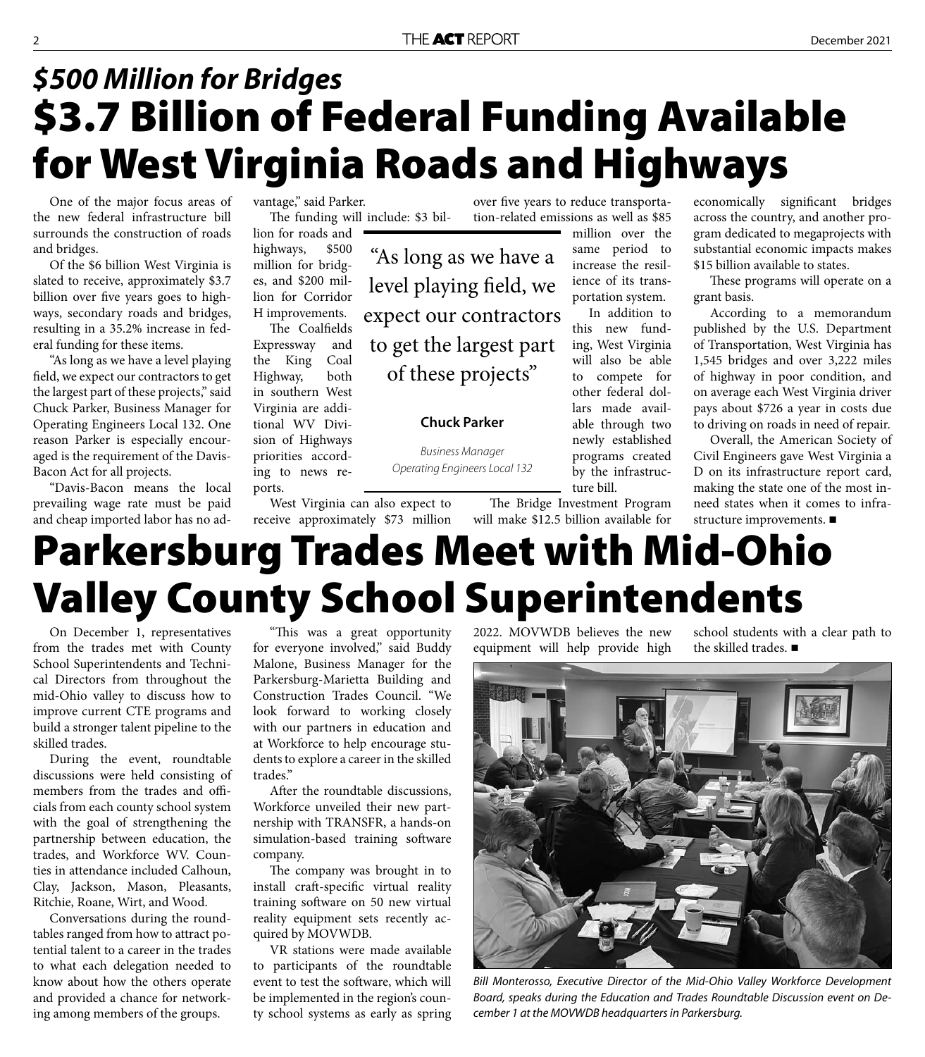## *$500 Million for Bridges*

# $3.7 Billion of Federal Funding Available for West Virginia Roads and Highways

One of the major focus areas of the new federal infrastructure bill surrounds the construction of roads and bridges.

Of the $6 billion West Virginia is slated to receive, approximately $3.7 billion over five years goes to highways, secondary roads and bridges, resulting in a 35.2% increase in federal funding for these items.

"As long as we have a level playing field, we expect our contractors to get the largest part of these projects," said Chuck Parker, Business Manager for Operating Engineers Local 132. One reason Parker is especially encouraged is the requirement of the Davis-Bacon Act for all projects.

"Davis-Bacon means the local prevailing wage rate must be paid and cheap imported labor has no advantage," said Parker.

The funding will include: $3 billion for roads and highways, $500 million for bridges, and $200 million for Corridor H improvements.

> "As long as we have a level playing field, we expect our contractors to get the largest part of these projects"
>
> **Chuck Parker**
>
> *Business Manager*
> *Operating Engineers Local 132*

The Coalfields Expressway and the King Coal Highway, both in southern West Virginia are additional WV Division of Highways priorities according to news reports.

West Virginia can also expect to receive approximately $73 million over five years to reduce transportation-related emissions as well as $85 million over the same period to increase the resilience of its transportation system.

In addition to this new funding, West Virginia will also be able to compete for other federal dollars made available through two newly established programs created by the infrastructure bill.

The Bridge Investment Program will make $12.5 billion available for economically significant bridges across the country, and another program dedicated to megaprojects with substantial economic impacts makes $15 billion available to states.

These programs will operate on a grant basis.

According to a memorandum published by the U.S. Department of Transportation, West Virginia has 1,545 bridges and over 3,222 miles of highway in poor condition, and on average each West Virginia driver pays about $726 a year in costs due to driving on roads in need of repair.

Overall, the American Society of Civil Engineers gave West Virginia a D on its infrastructure report card, making the state one of the most in-need states when it comes to infrastructure improvements. ■

# Parkersburg Trades Meet with Mid-Ohio Valley County School Superintendents

On December 1, representatives from the trades met with County School Superintendents and Technical Directors from throughout the mid-Ohio valley to discuss how to improve current CTE programs and build a stronger talent pipeline to the skilled trades.

During the event, roundtable discussions were held consisting of members from the trades and officials from each county school system with the goal of strengthening the partnership between education, the trades, and Workforce WV. Counties in attendance included Calhoun, Clay, Jackson, Mason, Pleasants, Ritchie, Roane, Wirt, and Wood.

Conversations during the roundtables ranged from how to attract potential talent to a career in the trades to what each delegation needed to know about how the others operate and provided a chance for networking among members of the groups.

"This was a great opportunity for everyone involved," said Buddy Malone, Business Manager for the Parkersburg-Marietta Building and Construction Trades Council. "We look forward to working closely with our partners in education and at Workforce to help encourage students to explore a career in the skilled trades."

After the roundtable discussions, Workforce unveiled their new partnership with TRANSFR, a hands-on simulation-based training software company.

The company was brought in to install craft-specific virtual reality training software on 50 new virtual reality equipment sets recently acquired by MOVWDB.

VR stations were made available to participants of the roundtable event to test the software, which will be implemented in the region's county school systems as early as spring 2022. MOVWDB believes the new equipment will help provide high school students with a clear path to the skilled trades. ■

*Bill Monterosso, Executive Director of the Mid-Ohio Valley Workforce Development Board, speaks during the Education and Trades Roundtable Discussion event on December 1 at the MOVWDB headquarters in Parkersburg.*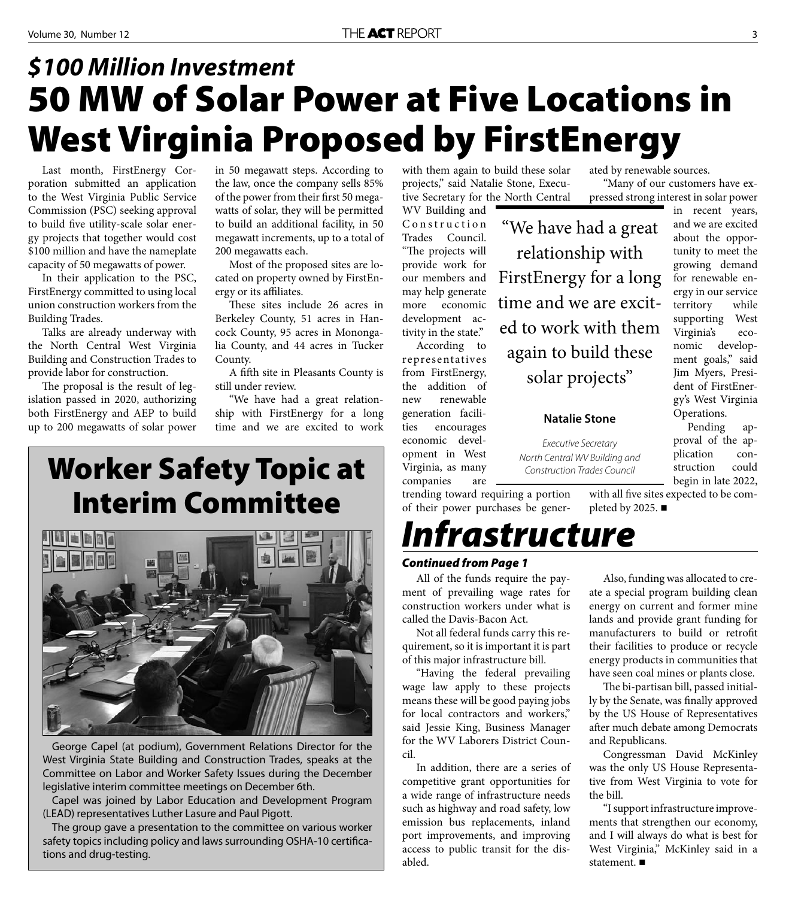## *$100 Million Investment*

# 50 MW of Solar Power at Five Locations in West Virginia Proposed by FirstEnergy

Last month, FirstEnergy Corporation submitted an application to the West Virginia Public Service Commission (PSC) seeking approval to build five utility-scale solar energy projects that together would cost $100 million and have the nameplate capacity of 50 megawatts of power.

In their application to the PSC, FirstEnergy committed to using local union construction workers from the Building Trades.

Talks are already underway with the North Central West Virginia Building and Construction Trades to provide labor for construction.

The proposal is the result of legislation passed in 2020, authorizing both FirstEnergy and AEP to build up to 200 megawatts of solar power in 50 megawatt steps. According to the law, once the company sells 85% of the power from their first 50 megawatts of solar, they will be permitted to build an additional facility, in 50 megawatt increments, up to a total of 200 megawatts each.

Most of the proposed sites are located on property owned by FirstEnergy or its affiliates.

These sites include 26 acres in Berkeley County, 51 acres in Hancock County, 95 acres in Monongalia County, and 44 acres in Tucker County.

A fifth site in Pleasants County is still under review.

"We have had a great relationship with FirstEnergy for a long time and we are excited to work with them again to build these solar projects," said Natalie Stone, Executive Secretary for the North Central WV Building and Construction Trades Council. "The projects will provide work for our members and may help generate more economic development activity in the state."

> "We have had a great relationship with FirstEnergy for a long time and we are excited to work with them again to build these solar projects"
>
> **Natalie Stone**
>
> *Executive Secretary North Central WV Building and Construction Trades Council*

According to representatives from FirstEnergy, the addition of new renewable generation facilities encourages economic development in West Virginia, as many companies are trending toward requiring a portion of their power purchases be generated by renewable sources.

"Many of our customers have expressed strong interest in solar power in recent years, and we are excited about the opportunity to meet the growing demand for renewable energy in our service territory while supporting West Virginia's economic development goals," said Jim Myers, President of FirstEnergy's West Virginia Operations.

Pending approval of the application construction could begin in late 2022, with all five sites expected to be completed by 2025. ■

# Worker Safety Topic at Interim Committee

George Capel (at podium), Government Relations Director for the West Virginia State Building and Construction Trades, speaks at the Committee on Labor and Worker Safety Issues during the December legislative interim committee meetings on December 6th.

Capel was joined by Labor Education and Development Program (LEAD) representatives Luther Lasure and Paul Pigott.

The group gave a presentation to the committee on various worker safety topics including policy and laws surrounding OSHA-10 certifications and drug-testing.

# *Infrastructure*

***Continued from Page 1***

All of the funds require the payment of prevailing wage rates for construction workers under what is called the Davis-Bacon Act.

Not all federal funds carry this requirement, so it is important it is part of this major infrastructure bill.

"Having the federal prevailing wage law apply to these projects means these will be good paying jobs for local contractors and workers," said Jessie King, Business Manager for the WV Laborers District Council.

In addition, there are a series of competitive grant opportunities for a wide range of infrastructure needs such as highway and road safety, low emission bus replacements, inland port improvements, and improving access to public transit for the disabled.

Also, funding was allocated to create a special program building clean energy on current and former mine lands and provide grant funding for manufacturers to build or retrofit their facilities to produce or recycle energy products in communities that have seen coal mines or plants close.

The bi-partisan bill, passed initially by the Senate, was finally approved by the US House of Representatives after much debate among Democrats and Republicans.

Congressman David McKinley was the only US House Representative from West Virginia to vote for the bill.

"I support infrastructure improvements that strengthen our economy, and I will always do what is best for West Virginia," McKinley said in a statement. ■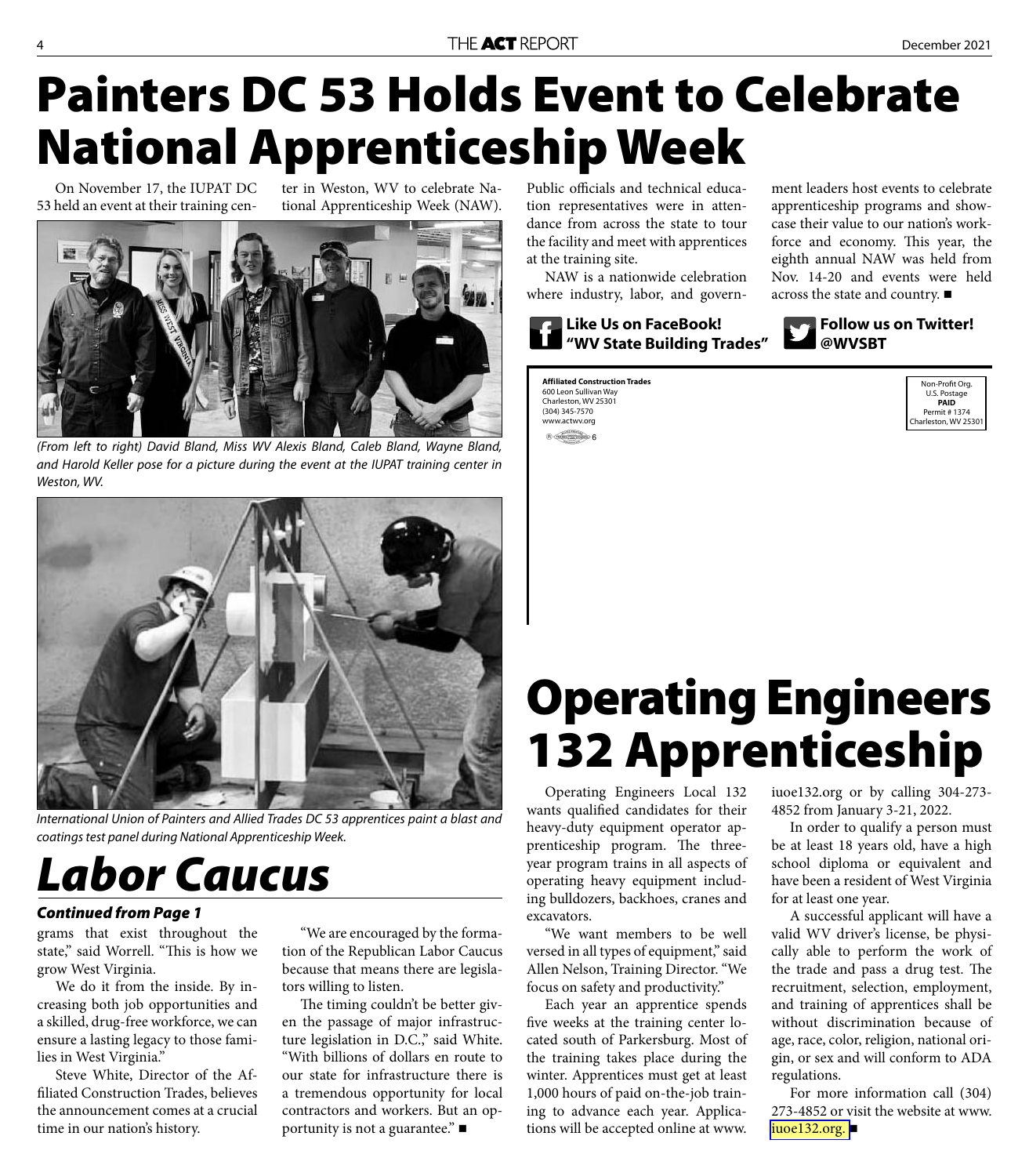# Painters DC 53 Holds Event to Celebrate National Apprenticeship Week

On November 17, the IUPAT DC 53 held an event at their training center in Weston, WV to celebrate National Apprenticeship Week (NAW).

*(From left to right) David Bland, Miss WV Alexis Bland, Caleb Bland, Wayne Bland, and Harold Keller pose for a picture during the event at the IUPAT training center in Weston, WV.*

*International Union of Painters and Allied Trades DC 53 apprentices paint a blast and coatings test panel during National Apprenticeship Week.*

Public officials and technical education representatives were in attendance from across the state to tour the facility and meet with apprentices at the training site.

NAW is a nationwide celebration where industry, labor, and government leaders host events to celebrate apprenticeship programs and showcase their value to our nation's workforce and economy. This year, the eighth annual NAW was held from Nov. 14-20 and events were held across the state and country. ■

**Like Us on FaceBook! "WV State Building Trades"**

**Follow us on Twitter! @WVSBT**

**Affiliated Construction Trades**
600 Leon Sullivan Way
Charleston, WV 25301
(304) 345-7570
www.actwv.org

Non-Profit Org.
U.S. Postage
**PAID**
Permit # 1374
Charleston, WV 25301

# *Labor Caucus*

***Continued from Page 1***

grams that exist throughout the state," said Worrell. "This is how we grow West Virginia.

We do it from the inside. By increasing both job opportunities and a skilled, drug-free workforce, we can ensure a lasting legacy to those families in West Virginia."

Steve White, Director of the Affiliated Construction Trades, believes the announcement comes at a crucial time in our nation's history.

"We are encouraged by the formation of the Republican Labor Caucus because that means there are legislators willing to listen.

The timing couldn't be better given the passage of major infrastructure legislation in D.C.," said White. "With billions of dollars en route to our state for infrastructure there is a tremendous opportunity for local contractors and workers. But an opportunity is not a guarantee." ■

# Operating Engineers 132 Apprenticeship

Operating Engineers Local 132 wants qualified candidates for their heavy-duty equipment operator apprenticeship program. The three-year program trains in all aspects of operating heavy equipment including bulldozers, backhoes, cranes and excavators.

"We want members to be well versed in all types of equipment," said Allen Nelson, Training Director. "We focus on safety and productivity."

Each year an apprentice spends five weeks at the training center located south of Parkersburg. Most of the training takes place during the winter. Apprentices must get at least 1,000 hours of paid on-the-job training to advance each year. Applications will be accepted online at www.iuoe132.org or by calling 304-273-4852 from January 3-21, 2022.

In order to qualify a person must be at least 18 years old, have a high school diploma or equivalent and have been a resident of West Virginia for at least one year.

A successful applicant will have a valid WV driver's license, be physically able to perform the work of the trade and pass a drug test. The recruitment, selection, employment, and training of apprentices shall be without discrimination because of age, race, color, religion, national origin, or sex and will conform to ADA regulations.

For more information call (304) 273-4852 or visit the website at www.iuoe132.org. ■